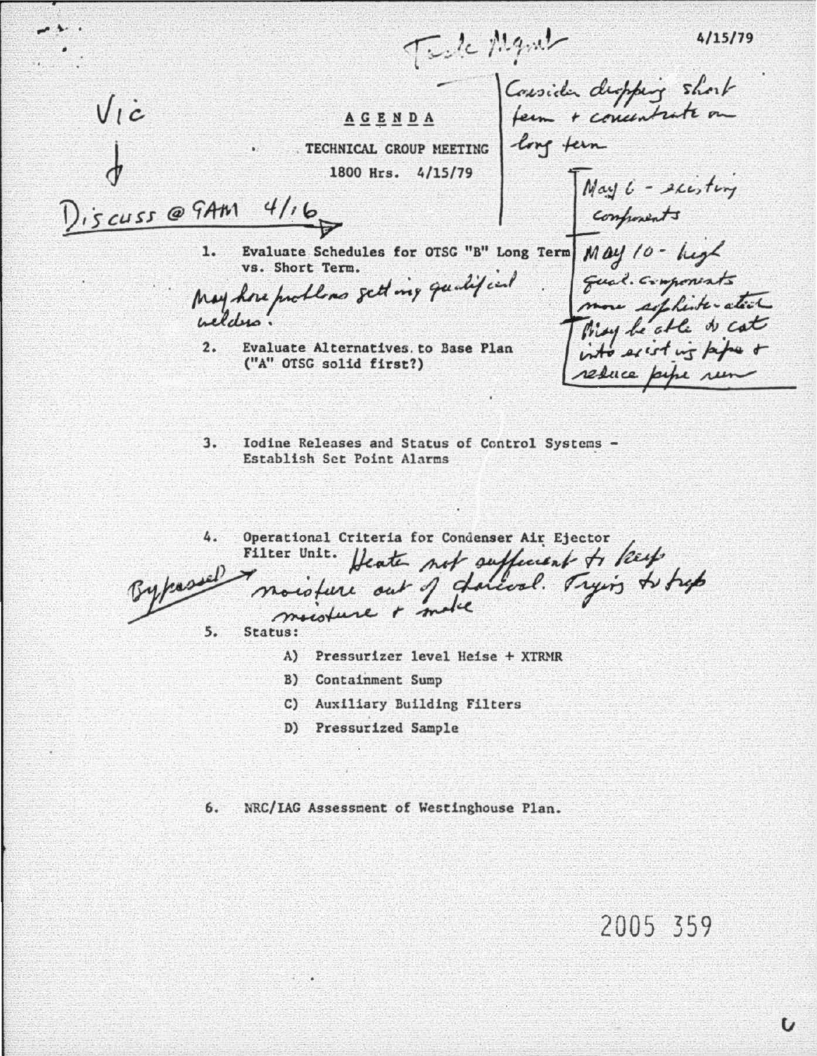Tech Mgmt

4/15/79

Vic

Discuss @ 9AM 4/16

# AGENDA

TECHNICAL GROUP MEETING

1800 Hrs. 4/15/79

Consider dropping short term + concentrate on long term

May 6 - existing components

May 10 - high qual. components more sophisticated

May be able to cut into existing pipe + reduce pipe run

1. Evaluate Schedules for OTSG "B" Long Term vs. Short Term.

   May have problems getting qualified welders.

2. Evaluate Alternatives to Base Plan ("A" OTSG solid first?)

3. Iodine Releases and Status of Control Systems - Establish Set Point Alarms

4. Operational Criteria for Condenser Air Ejector Filter Unit. Heater not sufficient to keep moisture out of charcoal. Trying to trap moisture + make

   Bypassed

5. Status:

   A) Pressurizer level Heise + XTRMR

   B) Containment Sump

   C) Auxiliary Building Filters

   D) Pressurized Sample

6. NRC/IAG Assessment of Westinghouse Plan.

2005 359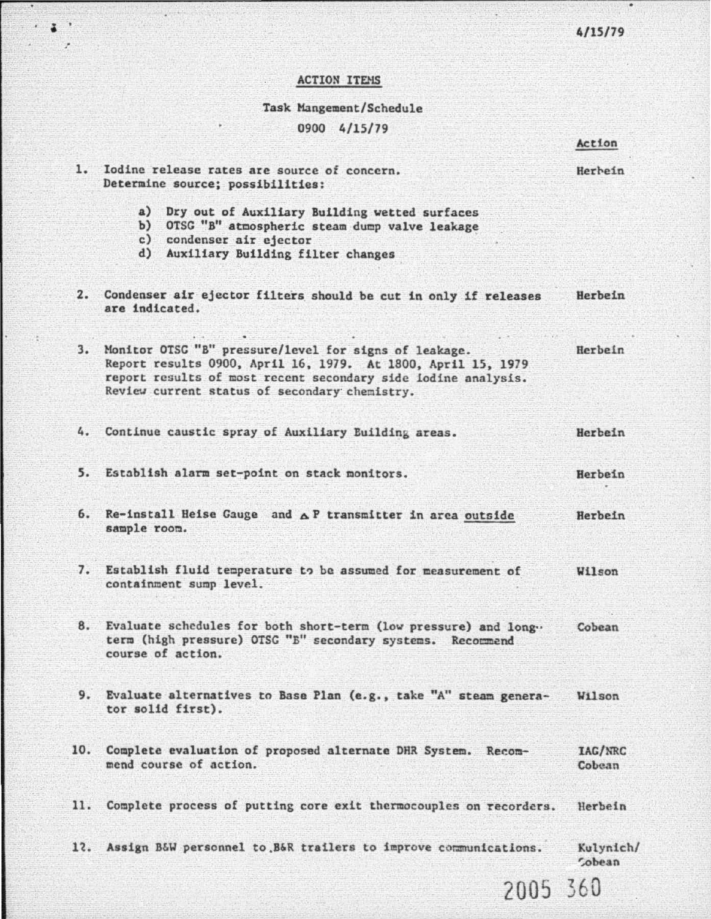4/15/79

## ACTION ITEMS

### Task Mangement/Schedule

0900 4/15/79

| | | Action |
|---|---|---|
| 1. | Iodine release rates are source of concern. Determine source; possibilities:<br>a) Dry out of Auxiliary Building wetted surfaces<br>b) OTSG "B" atmospheric steam dump valve leakage<br>c) condenser air ejector<br>d) Auxiliary Building filter changes | Herbein |
| 2. | Condenser air ejector filters should be cut in only if releases are indicated. | Herbein |
| 3. | Monitor OTSG "B" pressure/level for signs of leakage. Report results 0900, April 16, 1979. At 1800, April 15, 1979 report results of most recent secondary side iodine analysis. Review current status of secondary chemistry. | Herbein |
| 4. | Continue caustic spray of Auxiliary Building areas. | Herbein |
| 5. | Establish alarm set-point on stack monitors. | Herbein |
| 6. | Re-install Heise Gauge and $\Delta$P transmitter in area <u>outside</u> sample room. | Herbein |
| 7. | Establish fluid temperature to be assumed for measurement of containment sump level. | Wilson |
| 8. | Evaluate schedules for both short-term (low pressure) and long-term (high pressure) OTSG "B" secondary systems. Recommend course of action. | Cobean |
| 9. | Evaluate alternatives to Base Plan (e.g., take "A" steam generator solid first). | Wilson |
| 10. | Complete evaluation of proposed alternate DHR System. Recommend course of action. | IAG/NRC<br>Cobean |
| 11. | Complete process of putting core exit thermocouples on recorders. | Herbein |
| 12. | Assign B&W personnel to B&R trailers to improve communications. | Kulynich/<br>Cobean |